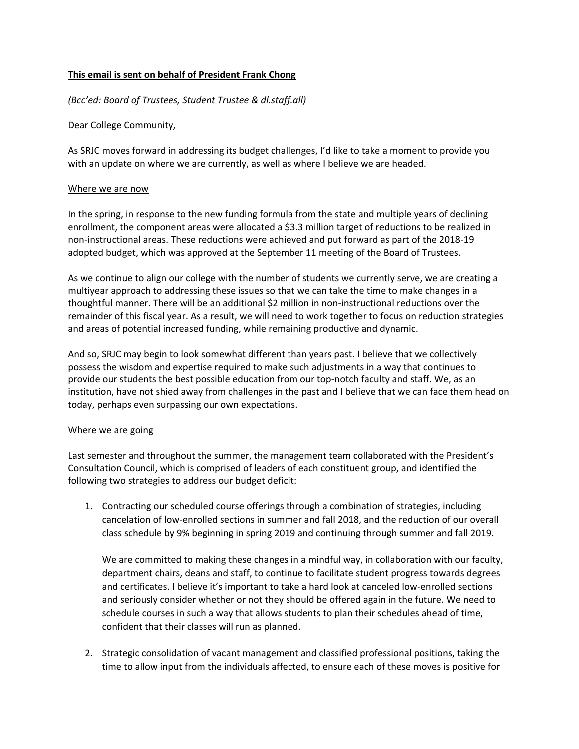**This email is sent on behalf of President Frank Chong**

*(Bcc'ed: Board of Trustees, Student Trustee & dl.staff.all)*

Dear College Community,

As SRJC moves forward in addressing its budget challenges, I'd like to take a moment to provide you with an update on where we are currently, as well as where I believe we are headed.

Where we are now

In the spring, in response to the new funding formula from the state and multiple years of declining enrollment, the component areas were allocated a $3.3 million target of reductions to be realized in non-instructional areas. These reductions were achieved and put forward as part of the 2018-19 adopted budget, which was approved at the September 11 meeting of the Board of Trustees.

As we continue to align our college with the number of students we currently serve, we are creating a multiyear approach to addressing these issues so that we can take the time to make changes in a thoughtful manner. There will be an additional $2 million in non-instructional reductions over the remainder of this fiscal year. As a result, we will need to work together to focus on reduction strategies and areas of potential increased funding, while remaining productive and dynamic.

And so, SRJC may begin to look somewhat different than years past. I believe that we collectively possess the wisdom and expertise required to make such adjustments in a way that continues to provide our students the best possible education from our top-notch faculty and staff. We, as an institution, have not shied away from challenges in the past and I believe that we can face them head on today, perhaps even surpassing our own expectations.

Where we are going

Last semester and throughout the summer, the management team collaborated with the President's Consultation Council, which is comprised of leaders of each constituent group, and identified the following two strategies to address our budget deficit:

1. Contracting our scheduled course offerings through a combination of strategies, including cancelation of low-enrolled sections in summer and fall 2018, and the reduction of our overall class schedule by 9% beginning in spring 2019 and continuing through summer and fall 2019.

   We are committed to making these changes in a mindful way, in collaboration with our faculty, department chairs, deans and staff, to continue to facilitate student progress towards degrees and certificates. I believe it's important to take a hard look at canceled low-enrolled sections and seriously consider whether or not they should be offered again in the future. We need to schedule courses in such a way that allows students to plan their schedules ahead of time, confident that their classes will run as planned.

2. Strategic consolidation of vacant management and classified professional positions, taking the time to allow input from the individuals affected, to ensure each of these moves is positive for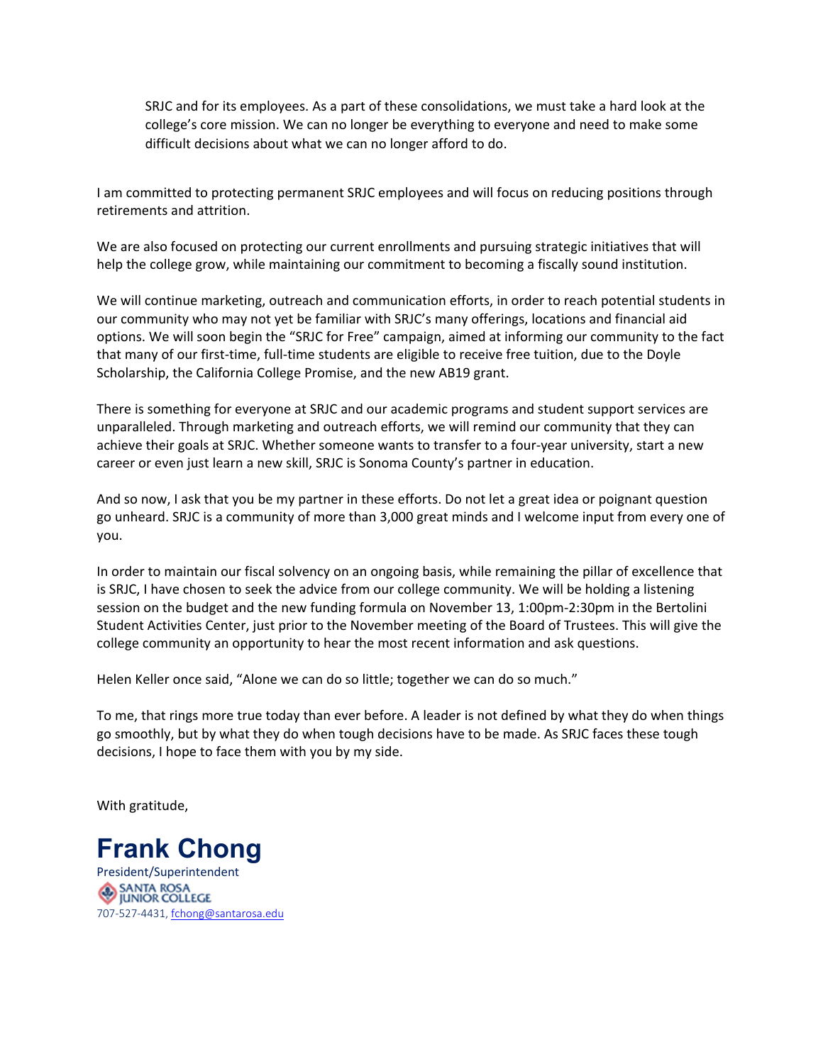> SRJC and for its employees. As a part of these consolidations, we must take a hard look at the college's core mission. We can no longer be everything to everyone and need to make some difficult decisions about what we can no longer afford to do.

I am committed to protecting permanent SRJC employees and will focus on reducing positions through retirements and attrition.

We are also focused on protecting our current enrollments and pursuing strategic initiatives that will help the college grow, while maintaining our commitment to becoming a fiscally sound institution.

We will continue marketing, outreach and communication efforts, in order to reach potential students in our community who may not yet be familiar with SRJC's many offerings, locations and financial aid options. We will soon begin the "SRJC for Free" campaign, aimed at informing our community to the fact that many of our first-time, full-time students are eligible to receive free tuition, due to the Doyle Scholarship, the California College Promise, and the new AB19 grant.

There is something for everyone at SRJC and our academic programs and student support services are unparalleled. Through marketing and outreach efforts, we will remind our community that they can achieve their goals at SRJC. Whether someone wants to transfer to a four-year university, start a new career or even just learn a new skill, SRJC is Sonoma County's partner in education.

And so now, I ask that you be my partner in these efforts. Do not let a great idea or poignant question go unheard. SRJC is a community of more than 3,000 great minds and I welcome input from every one of you.

In order to maintain our fiscal solvency on an ongoing basis, while remaining the pillar of excellence that is SRJC, I have chosen to seek the advice from our college community. We will be holding a listening session on the budget and the new funding formula on November 13, 1:00pm-2:30pm in the Bertolini Student Activities Center, just prior to the November meeting of the Board of Trustees. This will give the college community an opportunity to hear the most recent information and ask questions.

Helen Keller once said, "Alone we can do so little; together we can do so much."

To me, that rings more true today than ever before. A leader is not defined by what they do when things go smoothly, but by what they do when tough decisions have to be made. As SRJC faces these tough decisions, I hope to face them with you by my side.

With gratitude,

**Frank Chong**
President/Superintendent
SANTA ROSA JUNIOR COLLEGE
707-527-4431, fchong@santarosa.edu